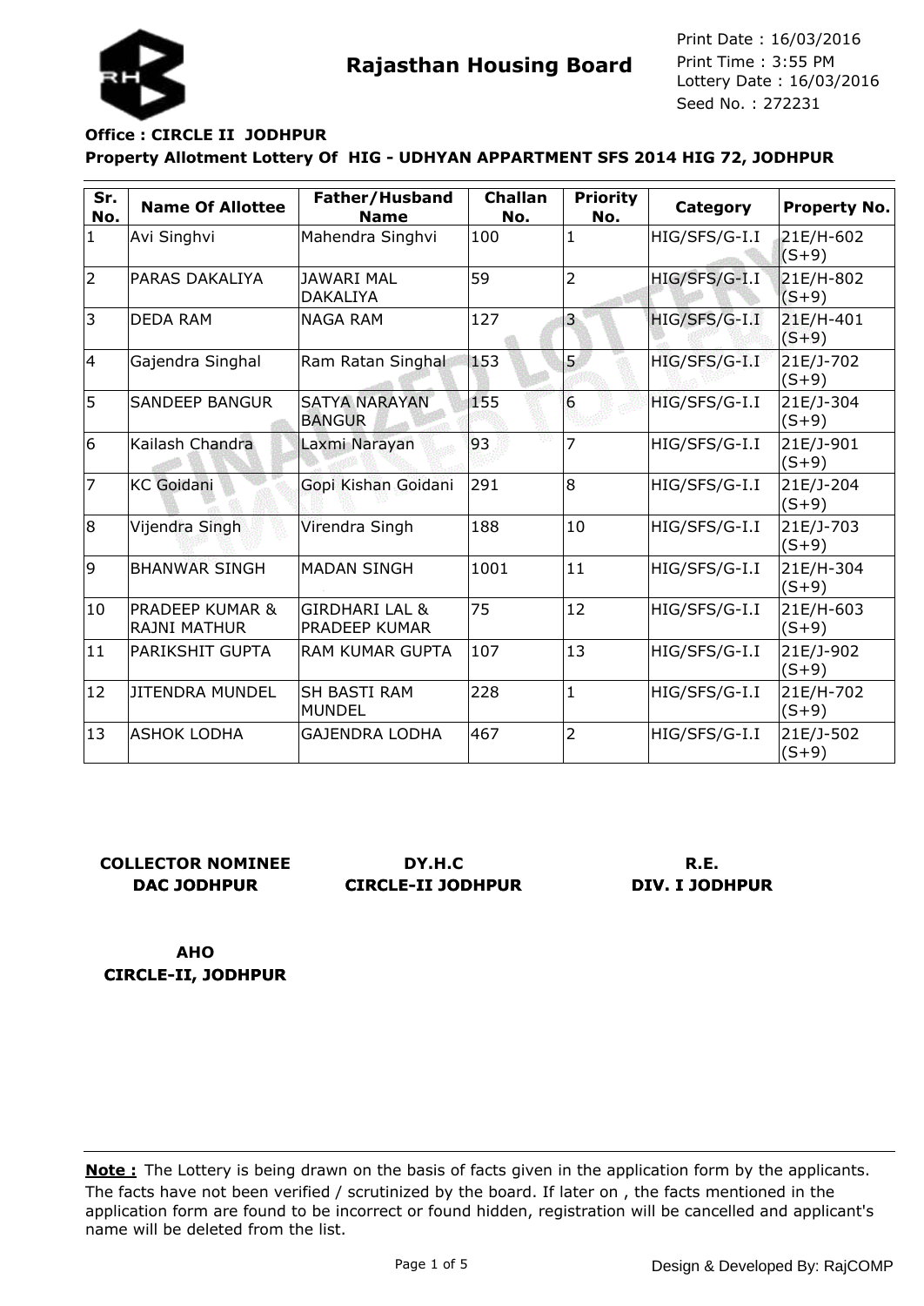# Rajasthan Housing Board

Print Date : 16/03/2016
Print Time : 3:55 PM
Lottery Date : 16/03/2016
Seed No. : 272231

**Office : CIRCLE II JODHPUR**

**Property Allotment Lottery Of HIG - UDHYAN APPARTMENT SFS 2014 HIG 72, JODHPUR**

| Sr. No. | Name Of Allottee | Father/Husband Name | Challan No. | Priority No. | Category | Property No. |
|---|---|---|---|---|---|---|
| 1 | Avi Singhvi | Mahendra Singhvi | 100 | 1 | HIG/SFS/G-I.I | 21E/H-602 (S+9) |
| 2 | PARAS DAKALIYA | JAWARI MAL DAKALIYA | 59 | 2 | HIG/SFS/G-I.I | 21E/H-802 (S+9) |
| 3 | DEDA RAM | NAGA RAM | 127 | 3 | HIG/SFS/G-I.I | 21E/H-401 (S+9) |
| 4 | Gajendra Singhal | Ram Ratan Singhal | 153 | 5 | HIG/SFS/G-I.I | 21E/J-702 (S+9) |
| 5 | SANDEEP BANGUR | SATYA NARAYAN BANGUR | 155 | 6 | HIG/SFS/G-I.I | 21E/J-304 (S+9) |
| 6 | Kailash Chandra | Laxmi Narayan | 93 | 7 | HIG/SFS/G-I.I | 21E/J-901 (S+9) |
| 7 | KC Goidani | Gopi Kishan Goidani | 291 | 8 | HIG/SFS/G-I.I | 21E/J-204 (S+9) |
| 8 | Vijendra Singh | Virendra Singh | 188 | 10 | HIG/SFS/G-I.I | 21E/J-703 (S+9) |
| 9 | BHANWAR SINGH | MADAN SINGH | 1001 | 11 | HIG/SFS/G-I.I | 21E/H-304 (S+9) |
| 10 | PRADEEP KUMAR & RAJNI MATHUR | GIRDHARI LAL & PRADEEP KUMAR | 75 | 12 | HIG/SFS/G-I.I | 21E/H-603 (S+9) |
| 11 | PARIKSHIT GUPTA | RAM KUMAR GUPTA | 107 | 13 | HIG/SFS/G-I.I | 21E/J-902 (S+9) |
| 12 | JITENDRA MUNDEL | SH BASTI RAM MUNDEL | 228 | 1 | HIG/SFS/G-I.I | 21E/H-702 (S+9) |
| 13 | ASHOK LODHA | GAJENDRA LODHA | 467 | 2 | HIG/SFS/G-I.I | 21E/J-502 (S+9) |

**COLLECTOR NOMINEE**
**DAC JODHPUR**

**DY.H.C**
**CIRCLE-II JODHPUR**

**R.E.**
**DIV. I JODHPUR**

**AHO**
**CIRCLE-II, JODHPUR**

**Note :** The Lottery is being drawn on the basis of facts given in the application form by the applicants. The facts have not been verified / scrutinized by the board. If later on , the facts mentioned in the application form are found to be incorrect or found hidden, registration will be cancelled and applicant's name will be deleted from the list.

Design & Developed By: RajCOMP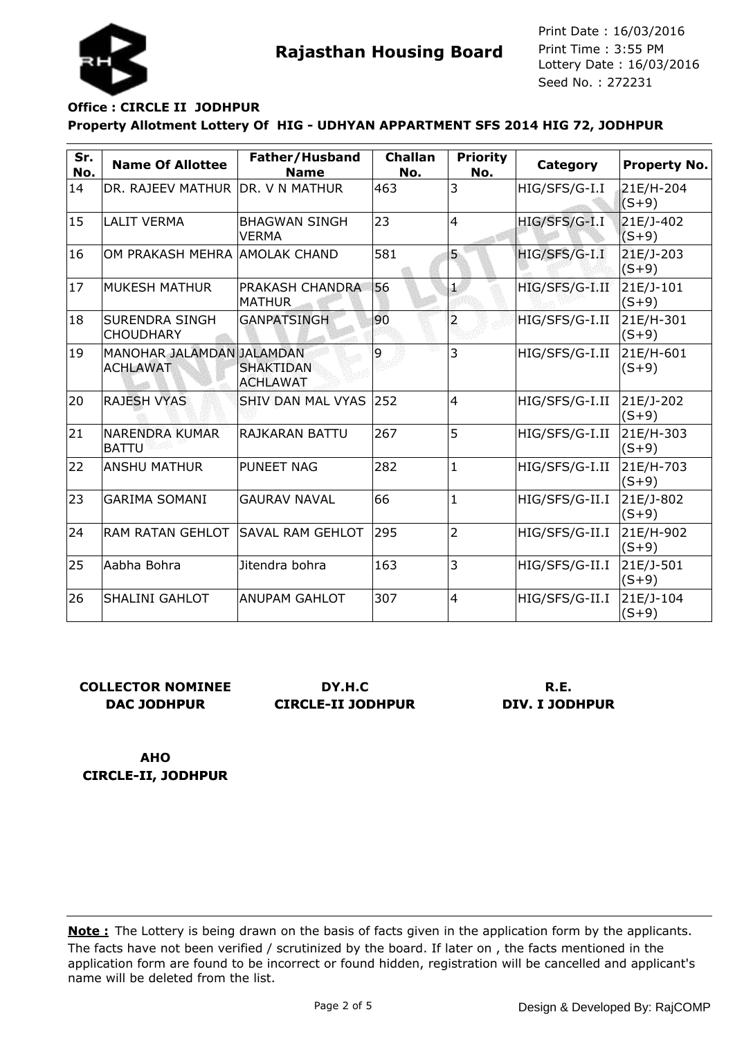# Rajasthan Housing Board

Print Date : 16/03/2016
Print Time : 3:55 PM
Lottery Date : 16/03/2016
Seed No. : 272231

**Office : CIRCLE II JODHPUR**

**Property Allotment Lottery Of HIG - UDHYAN APPARTMENT SFS 2014 HIG 72, JODHPUR**

| Sr. No. | Name Of Allottee | Father/Husband Name | Challan No. | Priority No. | Category | Property No. |
|---|---|---|---|---|---|---|
| 14 | DR. RAJEEV MATHUR | DR. V N MATHUR | 463 | 3 | HIG/SFS/G-I.I | 21E/H-204 (S+9) |
| 15 | LALIT VERMA | BHAGWAN SINGH VERMA | 23 | 4 | HIG/SFS/G-I.I | 21E/J-402 (S+9) |
| 16 | OM PRAKASH MEHRA | AMOLAK CHAND | 581 | 5 | HIG/SFS/G-I.I | 21E/J-203 (S+9) |
| 17 | MUKESH MATHUR | PRAKASH CHANDRA MATHUR | 56 | 1 | HIG/SFS/G-I.II | 21E/J-101 (S+9) |
| 18 | SURENDRA SINGH CHOUDHARY | GANPATSINGH | 90 | 2 | HIG/SFS/G-I.II | 21E/H-301 (S+9) |
| 19 | MANOHAR JALAMDAN ACHLAWAT | JALAMDAN SHAKTIDAN ACHLAWAT | 9 | 3 | HIG/SFS/G-I.II | 21E/H-601 (S+9) |
| 20 | RAJESH VYAS | SHIV DAN MAL VYAS | 252 | 4 | HIG/SFS/G-I.II | 21E/J-202 (S+9) |
| 21 | NARENDRA KUMAR BATTU | RAJKARAN BATTU | 267 | 5 | HIG/SFS/G-I.II | 21E/H-303 (S+9) |
| 22 | ANSHU MATHUR | PUNEET NAG | 282 | 1 | HIG/SFS/G-I.II | 21E/H-703 (S+9) |
| 23 | GARIMA SOMANI | GAURAV NAVAL | 66 | 1 | HIG/SFS/G-II.I | 21E/J-802 (S+9) |
| 24 | RAM RATAN GEHLOT | SAVAL RAM GEHLOT | 295 | 2 | HIG/SFS/G-II.I | 21E/H-902 (S+9) |
| 25 | Aabha Bohra | Jitendra bohra | 163 | 3 | HIG/SFS/G-II.I | 21E/J-501 (S+9) |
| 26 | SHALINI GAHLOT | ANUPAM GAHLOT | 307 | 4 | HIG/SFS/G-II.I | 21E/J-104 (S+9) |

**COLLECTOR NOMINEE**
**DAC JODHPUR**

**DY.H.C**
**CIRCLE-II JODHPUR**

**R.E.**
**DIV. I JODHPUR**

**AHO**
**CIRCLE-II, JODHPUR**

**Note :** The Lottery is being drawn on the basis of facts given in the application form by the applicants. The facts have not been verified / scrutinized by the board. If later on , the facts mentioned in the application form are found to be incorrect or found hidden, registration will be cancelled and applicant's name will be deleted from the list.

Design & Developed By: RajCOMP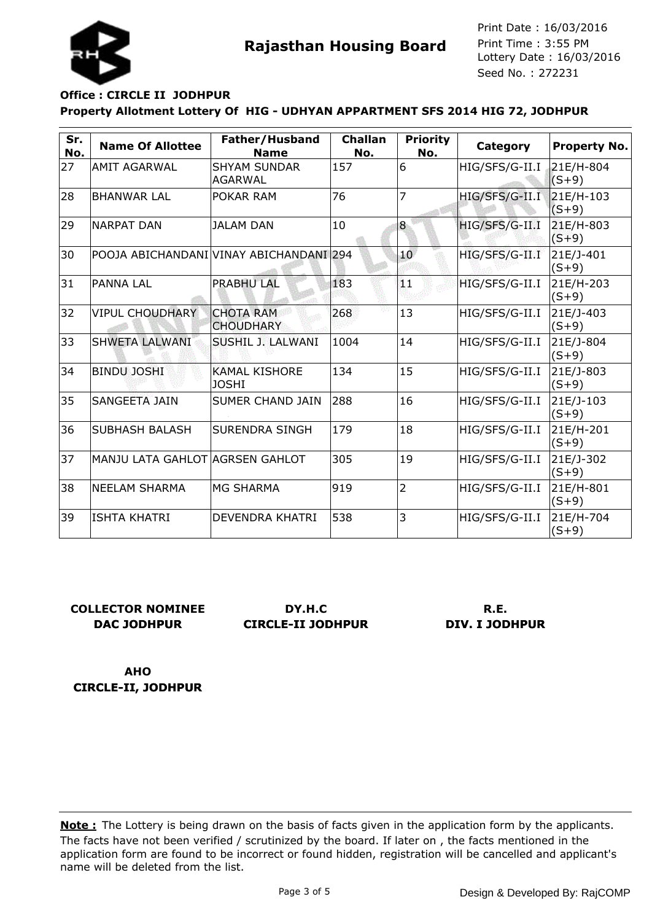**Rajasthan Housing Board**

Print Date : 16/03/2016
Print Time : 3:55 PM
Lottery Date : 16/03/2016
Seed No. : 272231

**Office : CIRCLE II JODHPUR**

**Property Allotment Lottery Of HIG - UDHYAN APPARTMENT SFS 2014 HIG 72, JODHPUR**

| Sr. No. | Name Of Allottee | Father/Husband Name | Challan No. | Priority No. | Category | Property No. |
|---|---|---|---|---|---|---|
| 27 | AMIT AGARWAL | SHYAM SUNDAR AGARWAL | 157 | 6 | HIG/SFS/G-II.I | 21E/H-804 (S+9) |
| 28 | BHANWAR LAL | POKAR RAM | 76 | 7 | HIG/SFS/G-II.I | 21E/H-103 (S+9) |
| 29 | NARPAT DAN | JALAM DAN | 10 | 8 | HIG/SFS/G-II.I | 21E/H-803 (S+9) |
| 30 | POOJA ABICHANDANI | VINAY ABICHANDANI | 294 | 10 | HIG/SFS/G-II.I | 21E/J-401 (S+9) |
| 31 | PANNA LAL | PRABHU LAL | 183 | 11 | HIG/SFS/G-II.I | 21E/H-203 (S+9) |
| 32 | VIPUL CHOUDHARY | CHOTA RAM CHOUDHARY | 268 | 13 | HIG/SFS/G-II.I | 21E/J-403 (S+9) |
| 33 | SHWETA LALWANI | SUSHIL J. LALWANI | 1004 | 14 | HIG/SFS/G-II.I | 21E/J-804 (S+9) |
| 34 | BINDU JOSHI | KAMAL KISHORE JOSHI | 134 | 15 | HIG/SFS/G-II.I | 21E/J-803 (S+9) |
| 35 | SANGEETA JAIN | SUMER CHAND JAIN | 288 | 16 | HIG/SFS/G-II.I | 21E/J-103 (S+9) |
| 36 | SUBHASH BALASH | SURENDRA SINGH | 179 | 18 | HIG/SFS/G-II.I | 21E/H-201 (S+9) |
| 37 | MANJU LATA GAHLOT | AGRSEN GAHLOT | 305 | 19 | HIG/SFS/G-II.I | 21E/J-302 (S+9) |
| 38 | NEELAM SHARMA | MG SHARMA | 919 | 2 | HIG/SFS/G-II.I | 21E/H-801 (S+9) |
| 39 | ISHTA KHATRI | DEVENDRA KHATRI | 538 | 3 | HIG/SFS/G-II.I | 21E/H-704 (S+9) |

**COLLECTOR NOMINEE**
**DAC JODHPUR**

**DY.H.C**
**CIRCLE-II JODHPUR**

**R.E.**
**DIV. I JODHPUR**

**AHO**
**CIRCLE-II, JODHPUR**

**Note :** The Lottery is being drawn on the basis of facts given in the application form by the applicants. The facts have not been verified / scrutinized by the board. If later on , the facts mentioned in the application form are found to be incorrect or found hidden, registration will be cancelled and applicant's name will be deleted from the list.

Design & Developed By: RajCOMP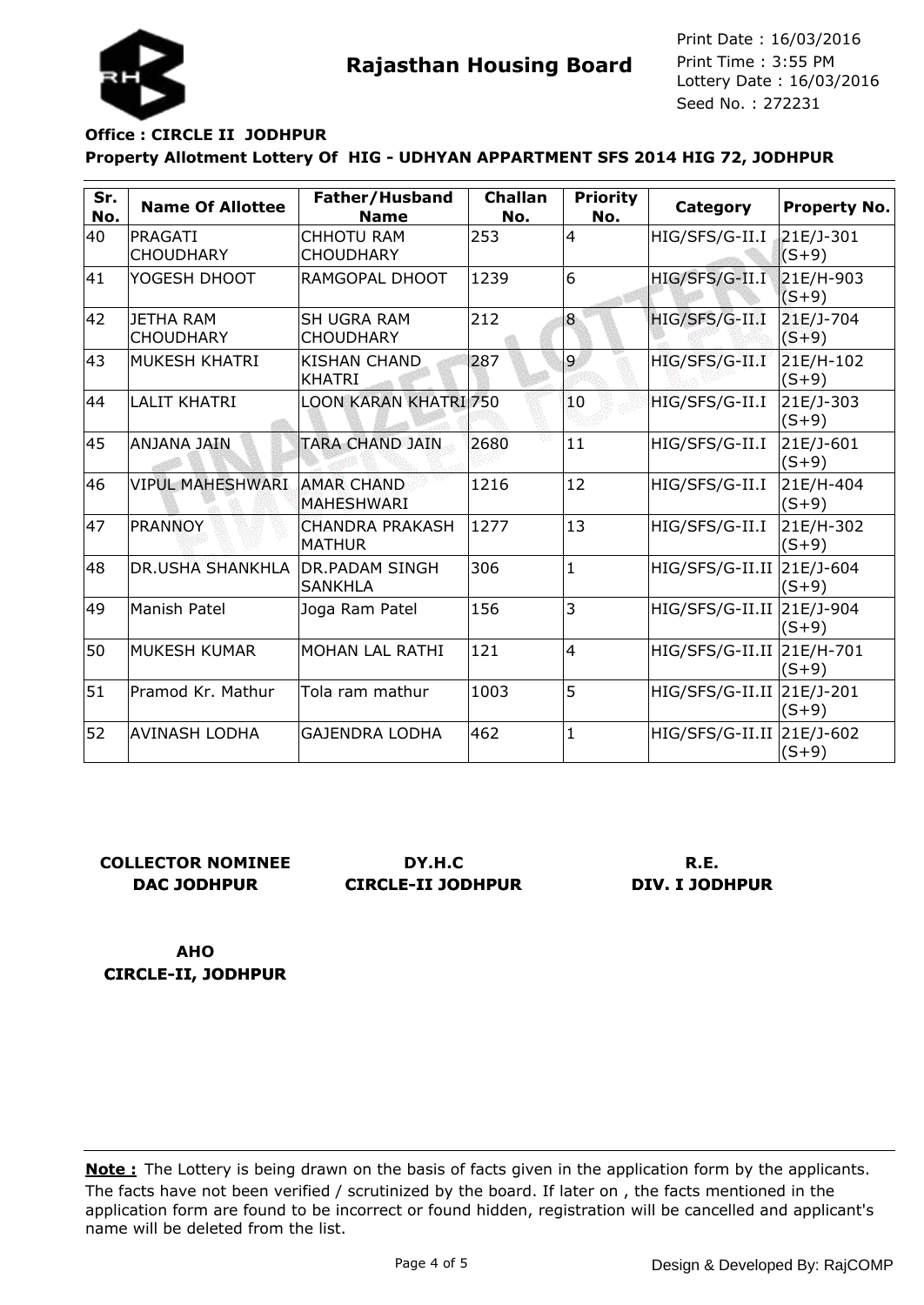**Rajasthan Housing Board**

Print Date : 16/03/2016
Print Time : 3:55 PM
Lottery Date : 16/03/2016
Seed No. : 272231

**Office : CIRCLE II JODHPUR**

**Property Allotment Lottery Of HIG - UDHYAN APPARTMENT SFS 2014 HIG 72, JODHPUR**

| Sr. No. | Name Of Allottee | Father/Husband Name | Challan No. | Priority No. | Category | Property No. |
|---|---|---|---|---|---|---|
| 40 | PRAGATI CHOUDHARY | CHHOTU RAM CHOUDHARY | 253 | 4 | HIG/SFS/G-II.I | 21E/J-301 (S+9) |
| 41 | YOGESH DHOOT | RAMGOPAL DHOOT | 1239 | 6 | HIG/SFS/G-II.I | 21E/H-903 (S+9) |
| 42 | JETHA RAM CHOUDHARY | SH UGRA RAM CHOUDHARY | 212 | 8 | HIG/SFS/G-II.I | 21E/J-704 (S+9) |
| 43 | MUKESH KHATRI | KISHAN CHAND KHATRI | 287 | 9 | HIG/SFS/G-II.I | 21E/H-102 (S+9) |
| 44 | LALIT KHATRI | LOON KARAN KHATRI | 750 | 10 | HIG/SFS/G-II.I | 21E/J-303 (S+9) |
| 45 | ANJANA JAIN | TARA CHAND JAIN | 2680 | 11 | HIG/SFS/G-II.I | 21E/J-601 (S+9) |
| 46 | VIPUL MAHESHWARI | AMAR CHAND MAHESHWARI | 1216 | 12 | HIG/SFS/G-II.I | 21E/H-404 (S+9) |
| 47 | PRANNOY | CHANDRA PRAKASH MATHUR | 1277 | 13 | HIG/SFS/G-II.I | 21E/H-302 (S+9) |
| 48 | DR.USHA SHANKHLA | DR.PADAM SINGH SANKHLA | 306 | 1 | HIG/SFS/G-II.II | 21E/J-604 (S+9) |
| 49 | Manish Patel | Joga Ram Patel | 156 | 3 | HIG/SFS/G-II.II | 21E/J-904 (S+9) |
| 50 | MUKESH KUMAR | MOHAN LAL RATHI | 121 | 4 | HIG/SFS/G-II.II | 21E/H-701 (S+9) |
| 51 | Pramod Kr. Mathur | Tola ram mathur | 1003 | 5 | HIG/SFS/G-II.II | 21E/J-201 (S+9) |
| 52 | AVINASH LODHA | GAJENDRA LODHA | 462 | 1 | HIG/SFS/G-II.II | 21E/J-602 (S+9) |

**COLLECTOR NOMINEE**
**DAC JODHPUR**

**DY.H.C**
**CIRCLE-II JODHPUR**

**R.E.**
**DIV. I JODHPUR**

**AHO**
**CIRCLE-II, JODHPUR**

**Note :** The Lottery is being drawn on the basis of facts given in the application form by the applicants. The facts have not been verified / scrutinized by the board. If later on , the facts mentioned in the application form are found to be incorrect or found hidden, registration will be cancelled and applicant's name will be deleted from the list.

Design & Developed By: RajCOMP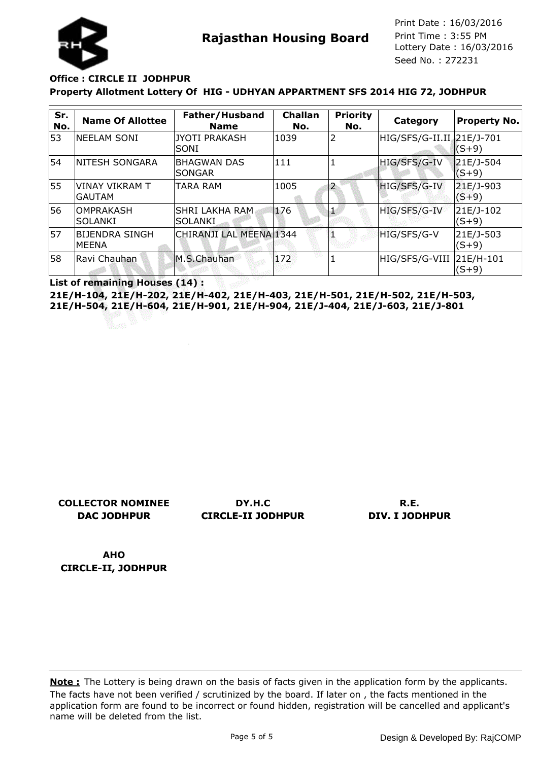# Rajasthan Housing Board

Print Date : 16/03/2016
Print Time : 3:55 PM
Lottery Date : 16/03/2016
Seed No. : 272231

**Office : CIRCLE II JODHPUR**

**Property Allotment Lottery Of HIG - UDHYAN APPARTMENT SFS 2014 HIG 72, JODHPUR**

| Sr. No. | Name Of Allottee | Father/Husband Name | Challan No. | Priority No. | Category | Property No. |
|---|---|---|---|---|---|---|
| 53 | NEELAM SONI | JYOTI PRAKASH SONI | 1039 | 2 | HIG/SFS/G-II.II | 21E/J-701 (S+9) |
| 54 | NITESH SONGARA | BHAGWAN DAS SONGAR | 111 | 1 | HIG/SFS/G-IV | 21E/J-504 (S+9) |
| 55 | VINAY VIKRAM T GAUTAM | TARA RAM | 1005 | 2 | HIG/SFS/G-IV | 21E/J-903 (S+9) |
| 56 | OMPRAKASH SOLANKI | SHRI LAKHA RAM SOLANKI | 176 | 1 | HIG/SFS/G-IV | 21E/J-102 (S+9) |
| 57 | BIJENDRA SINGH MEENA | CHIRANJI LAL MEENA | 1344 | 1 | HIG/SFS/G-V | 21E/J-503 (S+9) |
| 58 | Ravi Chauhan | M.S.Chauhan | 172 | 1 | HIG/SFS/G-VIII | 21E/H-101 (S+9) |

**List of remaining Houses (14) :**

**21E/H-104, 21E/H-202, 21E/H-402, 21E/H-403, 21E/H-501, 21E/H-502, 21E/H-503, 21E/H-504, 21E/H-604, 21E/H-901, 21E/H-904, 21E/J-404, 21E/J-603, 21E/J-801**

**COLLECTOR NOMINEE**
**DAC JODHPUR**

**DY.H.C**
**CIRCLE-II JODHPUR**

**R.E.**
**DIV. I JODHPUR**

**AHO**
**CIRCLE-II, JODHPUR**

**Note :** The Lottery is being drawn on the basis of facts given in the application form by the applicants. The facts have not been verified / scrutinized by the board. If later on , the facts mentioned in the application form are found to be incorrect or found hidden, registration will be cancelled and applicant's name will be deleted from the list.

Design & Developed By: RajCOMP